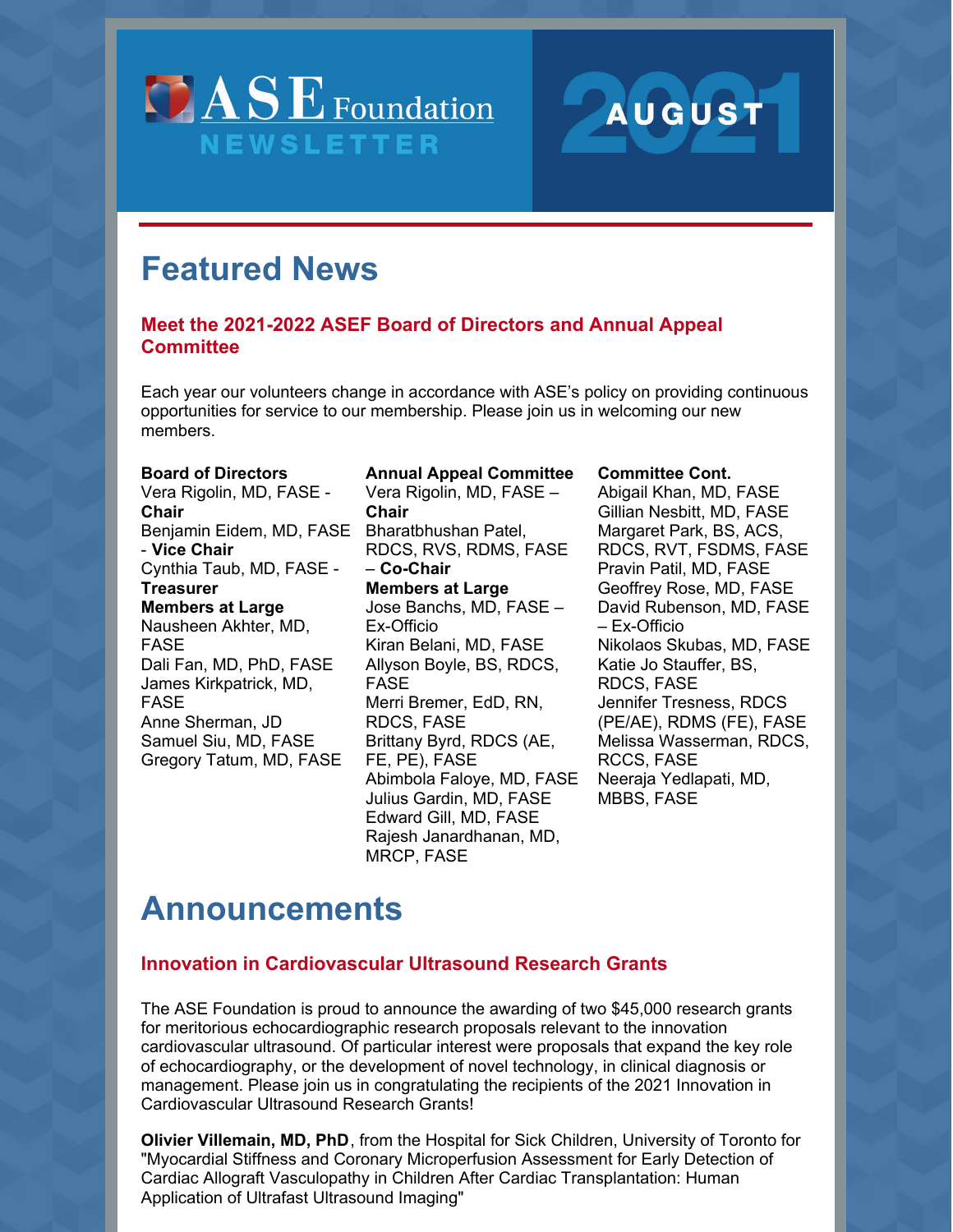# ASE Foundation NEWSLETTER

## AUGUST 2021

# Featured News

### Meet the 2021-2022 ASEF Board of Directors and Annual Appeal Committee

Each year our volunteers change in accordance with ASE's policy on providing continuous opportunities for service to our membership. Please join us in welcoming our new members.

**Board of Directors**
Vera Rigolin, MD, FASE - **Chair**
Benjamin Eidem, MD, FASE - **Vice Chair**
Cynthia Taub, MD, FASE - **Treasurer**
**Members at Large**
Nausheen Akhter, MD, FASE
Dali Fan, MD, PhD, FASE
James Kirkpatrick, MD, FASE
Anne Sherman, JD
Samuel Siu, MD, FASE
Gregory Tatum, MD, FASE

**Annual Appeal Committee**
Vera Rigolin, MD, FASE – **Chair**
Bharatbhushan Patel, RDCS, RVS, RDMS, FASE – **Co-Chair**
**Members at Large**
Jose Banchs, MD, FASE – Ex-Officio
Kiran Belani, MD, FASE
Allyson Boyle, BS, RDCS, FASE
Merri Bremer, EdD, RN, RDCS, FASE
Brittany Byrd, RDCS (AE, FE, PE), FASE
Abimbola Faloye, MD, FASE
Julius Gardin, MD, FASE
Edward Gill, MD, FASE
Rajesh Janardhanan, MD, MRCP, FASE

**Committee Cont.**
Abigail Khan, MD, FASE
Gillian Nesbitt, MD, FASE
Margaret Park, BS, ACS, RDCS, RVT, FSDMS, FASE
Pravin Patil, MD, FASE
Geoffrey Rose, MD, FASE
David Rubenson, MD, FASE – Ex-Officio
Nikolaos Skubas, MD, FASE
Katie Jo Stauffer, BS, RDCS, FASE
Jennifer Tresness, RDCS (PE/AE), RDMS (FE), FASE
Melissa Wasserman, RDCS, RCCS, FASE
Neeraja Yedlapati, MD, MBBS, FASE

# Announcements

### Innovation in Cardiovascular Ultrasound Research Grants

The ASE Foundation is proud to announce the awarding of two $45,000 research grants for meritorious echocardiographic research proposals relevant to the innovation cardiovascular ultrasound. Of particular interest were proposals that expand the key role of echocardiography, or the development of novel technology, in clinical diagnosis or management. Please join us in congratulating the recipients of the 2021 Innovation in Cardiovascular Ultrasound Research Grants!

**Olivier Villemain, MD, PhD**, from the Hospital for Sick Children, University of Toronto for "Myocardial Stiffness and Coronary Microperfusion Assessment for Early Detection of Cardiac Allograft Vasculopathy in Children After Cardiac Transplantation: Human Application of Ultrafast Ultrasound Imaging"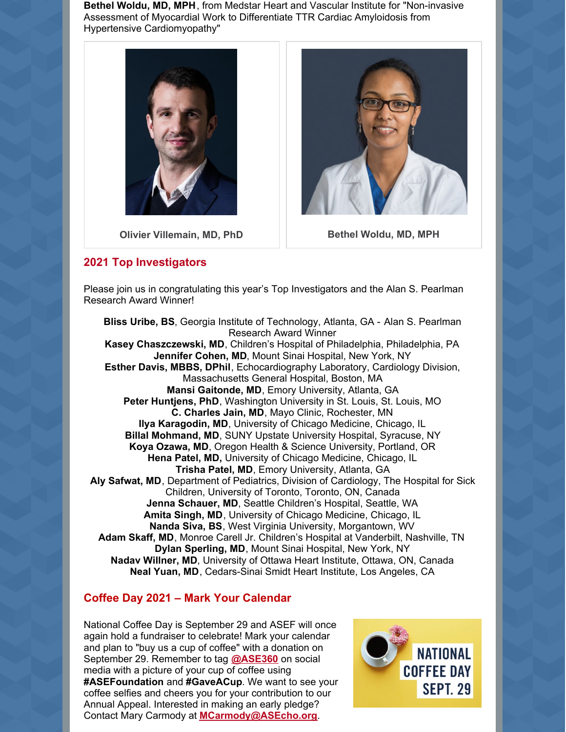**Bethel Woldu, MD, MPH**, from Medstar Heart and Vascular Institute for "Non-invasive Assessment of Myocardial Work to Differentiate TTR Cardiac Amyloidosis from Hypertensive Cardiomyopathy"

Olivier Villemain, MD, PhD

Bethel Woldu, MD, MPH

## 2021 Top Investigators

Please join us in congratulating this year's Top Investigators and the Alan S. Pearlman Research Award Winner!

**Bliss Uribe, BS**, Georgia Institute of Technology, Atlanta, GA - Alan S. Pearlman Research Award Winner
**Kasey Chaszczewski, MD**, Children's Hospital of Philadelphia, Philadelphia, PA
**Jennifer Cohen, MD**, Mount Sinai Hospital, New York, NY
**Esther Davis, MBBS, DPhil**, Echocardiography Laboratory, Cardiology Division, Massachusetts General Hospital, Boston, MA
**Mansi Gaitonde, MD**, Emory University, Atlanta, GA
**Peter Huntjens, PhD**, Washington University in St. Louis, St. Louis, MO
**C. Charles Jain, MD**, Mayo Clinic, Rochester, MN
**Ilya Karagodin, MD**, University of Chicago Medicine, Chicago, IL
**Billal Mohmand, MD**, SUNY Upstate University Hospital, Syracuse, NY
**Koya Ozawa, MD**, Oregon Health & Science University, Portland, OR
**Hena Patel, MD,** University of Chicago Medicine, Chicago, IL
**Trisha Patel, MD**, Emory University, Atlanta, GA
**Aly Safwat, MD**, Department of Pediatrics, Division of Cardiology, The Hospital for Sick Children, University of Toronto, Toronto, ON, Canada
**Jenna Schauer, MD**, Seattle Children's Hospital, Seattle, WA
**Amita Singh, MD**, University of Chicago Medicine, Chicago, IL
**Nanda Siva, BS**, West Virginia University, Morgantown, WV
**Adam Skaff, MD**, Monroe Carell Jr. Children's Hospital at Vanderbilt, Nashville, TN
**Dylan Sperling, MD**, Mount Sinai Hospital, New York, NY
**Nadav Willner, MD**, University of Ottawa Heart Institute, Ottawa, ON, Canada
**Neal Yuan, MD**, Cedars-Sinai Smidt Heart Institute, Los Angeles, CA

## Coffee Day 2021 – Mark Your Calendar

National Coffee Day is September 29 and ASEF will once again hold a fundraiser to celebrate! Mark your calendar and plan to "buy us a cup of coffee" with a donation on September 29. Remember to tag **@ASE360** on social media with a picture of your cup of coffee using **#ASEFoundation** and **#GaveACup**. We want to see your coffee selfies and cheers you for your contribution to our Annual Appeal. Interested in making an early pledge? Contact Mary Carmody at **MCarmody@ASEcho.org**.

NATIONAL COFFEE DAY SEPT. 29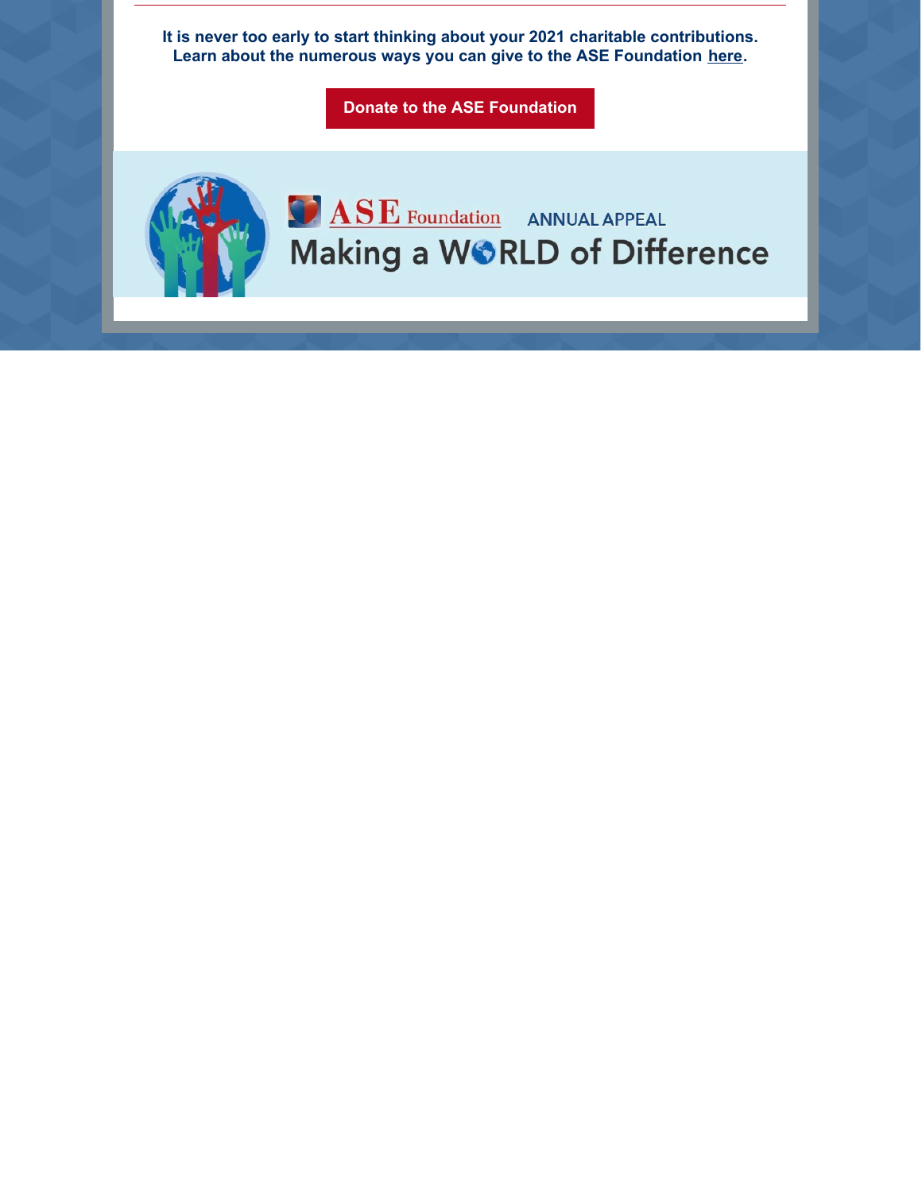**It is never too early to start thinking about your 2021 charitable contributions. Learn about the numerous ways you can give to the ASE Foundation here.**

**Donate to the ASE Foundation**

ASE Foundation ANNUAL APPEAL

Making a WORLD of Difference